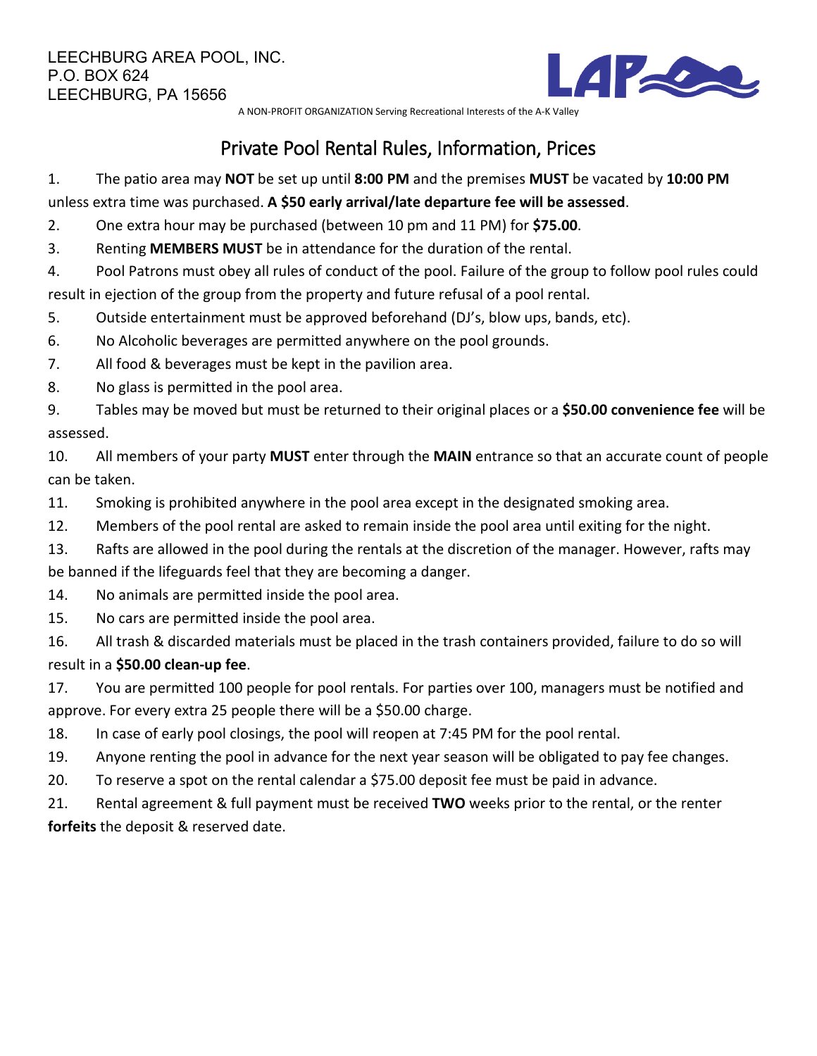LEECHBURG AREA POOL, INC.
P.O. BOX 624
LEECHBURG, PA 15656

LAP

A NON-PROFIT ORGANIZATION Serving Recreational Interests of the A-K Valley

# Private Pool Rental Rules, Information, Prices

1. The patio area may **NOT** be set up until **8:00 PM** and the premises **MUST** be vacated by **10:00 PM** unless extra time was purchased. **A $50 early arrival/late departure fee will be assessed**.
2. One extra hour may be purchased (between 10 pm and 11 PM) for **$75.00**.
3. Renting **MEMBERS MUST** be in attendance for the duration of the rental.
4. Pool Patrons must obey all rules of conduct of the pool. Failure of the group to follow pool rules could result in ejection of the group from the property and future refusal of a pool rental.
5. Outside entertainment must be approved beforehand (DJ's, blow ups, bands, etc).
6. No Alcoholic beverages are permitted anywhere on the pool grounds.
7. All food & beverages must be kept in the pavilion area.
8. No glass is permitted in the pool area.
9. Tables may be moved but must be returned to their original places or a **$50.00 convenience fee** will be assessed.
10. All members of your party **MUST** enter through the **MAIN** entrance so that an accurate count of people can be taken.
11. Smoking is prohibited anywhere in the pool area except in the designated smoking area.
12. Members of the pool rental are asked to remain inside the pool area until exiting for the night.
13. Rafts are allowed in the pool during the rentals at the discretion of the manager. However, rafts may be banned if the lifeguards feel that they are becoming a danger.
14. No animals are permitted inside the pool area.
15. No cars are permitted inside the pool area.
16. All trash & discarded materials must be placed in the trash containers provided, failure to do so will result in a **$50.00 clean-up fee**.
17. You are permitted 100 people for pool rentals. For parties over 100, managers must be notified and approve. For every extra 25 people there will be a $50.00 charge.
18. In case of early pool closings, the pool will reopen at 7:45 PM for the pool rental.
19. Anyone renting the pool in advance for the next year season will be obligated to pay fee changes.
20. To reserve a spot on the rental calendar a $75.00 deposit fee must be paid in advance.
21. Rental agreement & full payment must be received **TWO** weeks prior to the rental, or the renter **forfeits** the deposit & reserved date.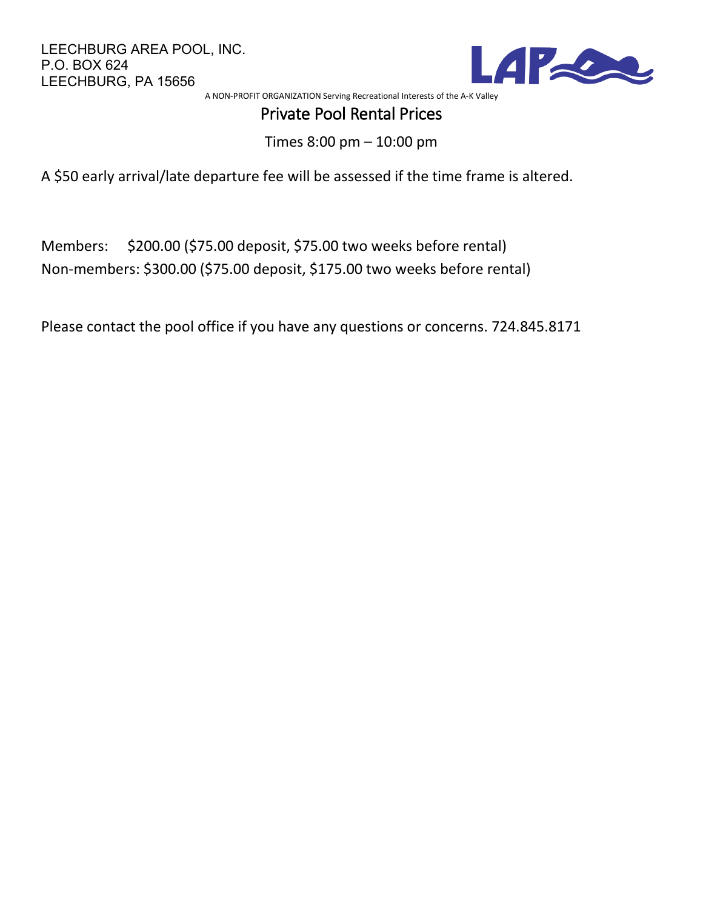LEECHBURG AREA POOL, INC.
P.O. BOX 624
LEECHBURG, PA 15656

A NON-PROFIT ORGANIZATION Serving Recreational Interests of the A-K Valley

# Private Pool Rental Prices

Times 8:00 pm – 10:00 pm

A $50 early arrival/late departure fee will be assessed if the time frame is altered.

Members: $200.00 ($75.00 deposit, $75.00 two weeks before rental)
Non-members: $300.00 ($75.00 deposit, $175.00 two weeks before rental)

Please contact the pool office if you have any questions or concerns. 724.845.8171